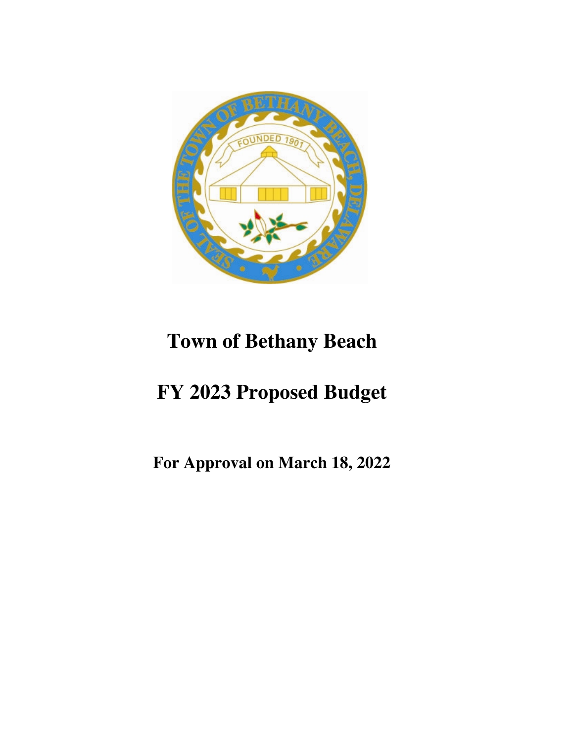# Town of Bethany Beach

# FY 2023 Proposed Budget

**For Approval on March 18, 2022**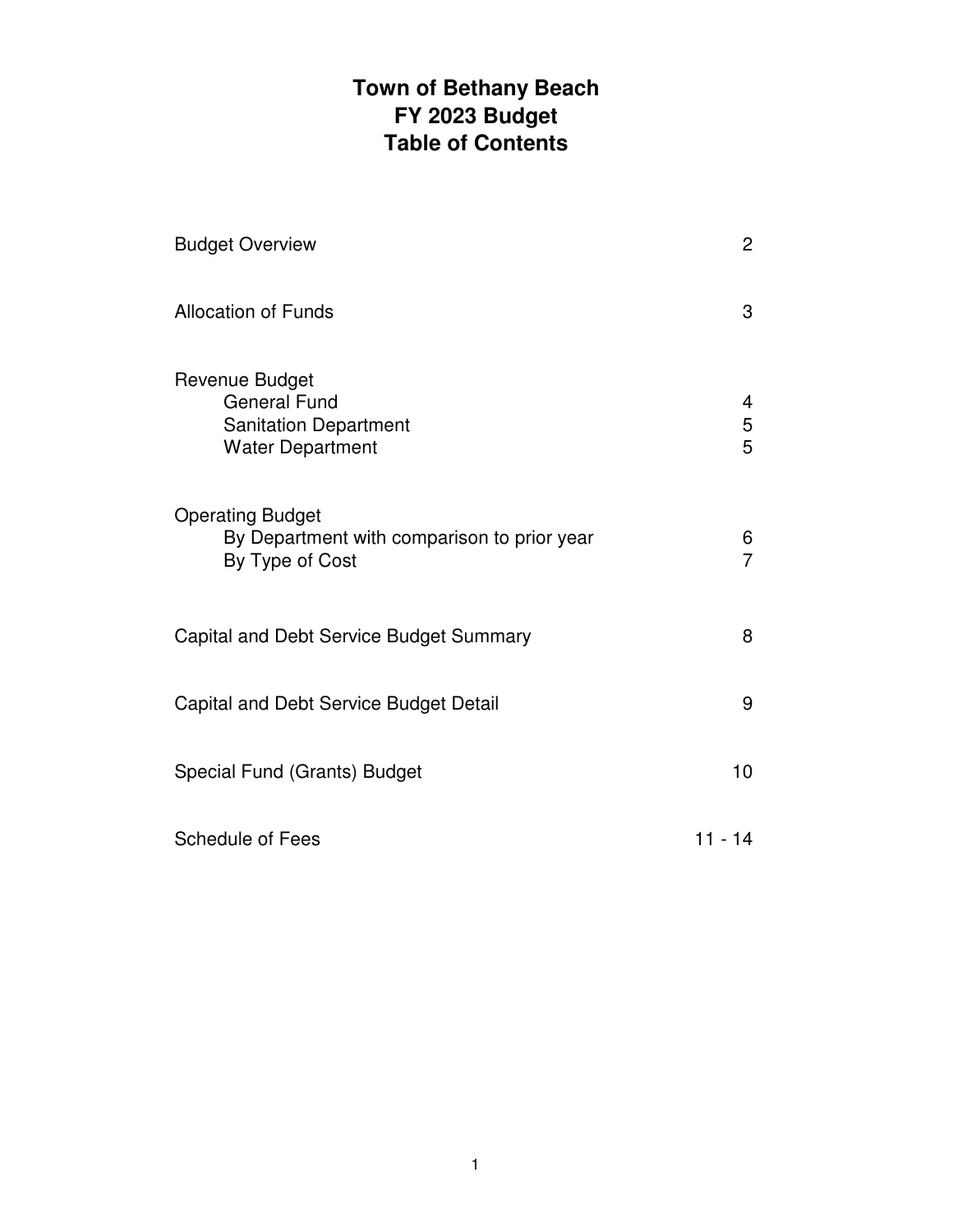# Town of Bethany Beach
# FY 2023 Budget
# Table of Contents

| | |
|---|---|
| Budget Overview | 2 |
| Allocation of Funds | 3 |
| Revenue Budget | |
| General Fund | 4 |
| Sanitation Department | 5 |
| Water Department | 5 |
| Operating Budget | |
| By Department with comparison to prior year | 6 |
| By Type of Cost | 7 |
| Capital and Debt Service Budget Summary | 8 |
| Capital and Debt Service Budget Detail | 9 |
| Special Fund (Grants) Budget | 10 |
| Schedule of Fees | 11 - 14 |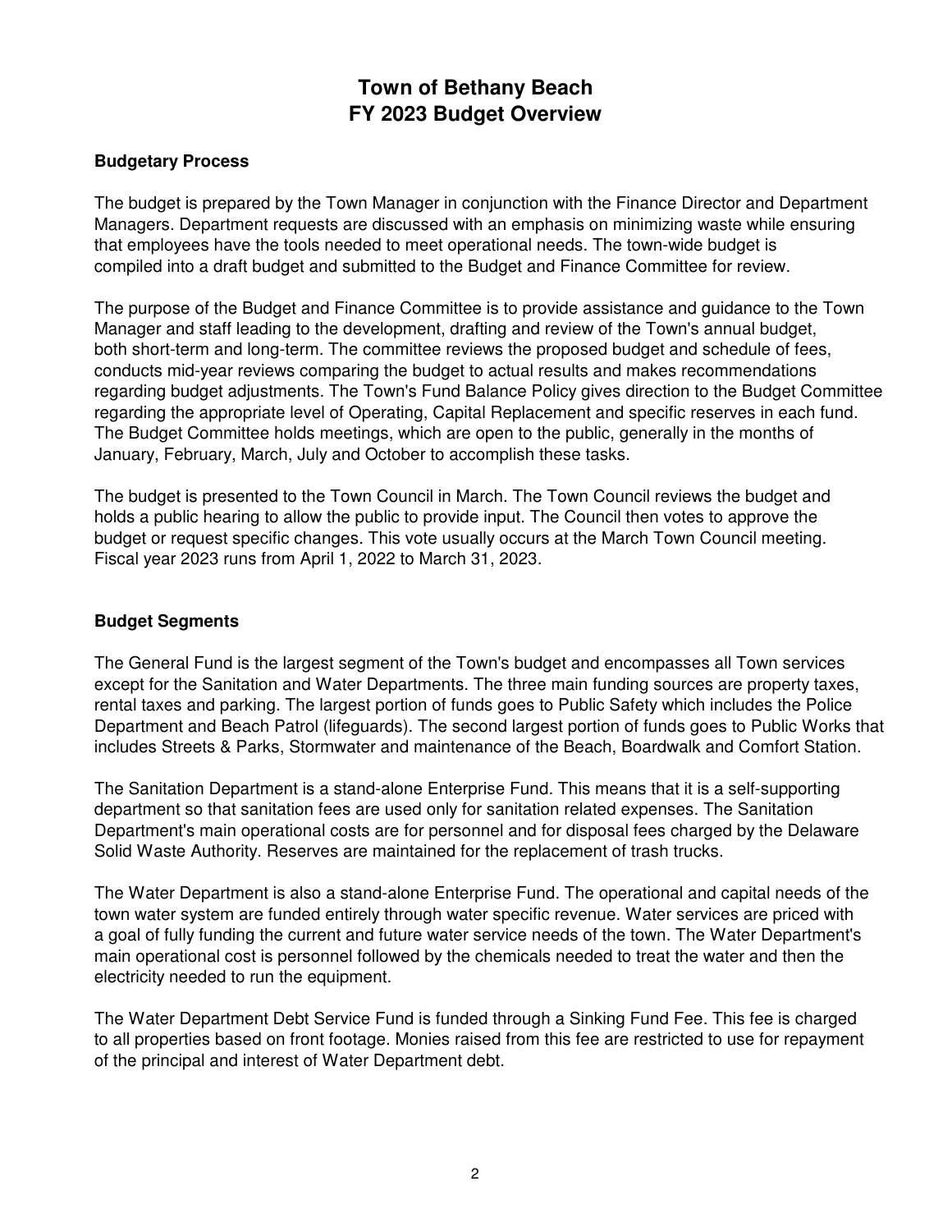# Town of Bethany Beach
# FY 2023 Budget Overview

## Budgetary Process

The budget is prepared by the Town Manager in conjunction with the Finance Director and Department Managers. Department requests are discussed with an emphasis on minimizing waste while ensuring that employees have the tools needed to meet operational needs. The town-wide budget is compiled into a draft budget and submitted to the Budget and Finance Committee for review.

The purpose of the Budget and Finance Committee is to provide assistance and guidance to the Town Manager and staff leading to the development, drafting and review of the Town's annual budget, both short-term and long-term. The committee reviews the proposed budget and schedule of fees, conducts mid-year reviews comparing the budget to actual results and makes recommendations regarding budget adjustments. The Town's Fund Balance Policy gives direction to the Budget Committee regarding the appropriate level of Operating, Capital Replacement and specific reserves in each fund. The Budget Committee holds meetings, which are open to the public, generally in the months of January, February, March, July and October to accomplish these tasks.

The budget is presented to the Town Council in March. The Town Council reviews the budget and holds a public hearing to allow the public to provide input. The Council then votes to approve the budget or request specific changes. This vote usually occurs at the March Town Council meeting. Fiscal year 2023 runs from April 1, 2022 to March 31, 2023.

## Budget Segments

The General Fund is the largest segment of the Town's budget and encompasses all Town services except for the Sanitation and Water Departments. The three main funding sources are property taxes, rental taxes and parking. The largest portion of funds goes to Public Safety which includes the Police Department and Beach Patrol (lifeguards). The second largest portion of funds goes to Public Works that includes Streets & Parks, Stormwater and maintenance of the Beach, Boardwalk and Comfort Station.

The Sanitation Department is a stand-alone Enterprise Fund. This means that it is a self-supporting department so that sanitation fees are used only for sanitation related expenses. The Sanitation Department's main operational costs are for personnel and for disposal fees charged by the Delaware Solid Waste Authority. Reserves are maintained for the replacement of trash trucks.

The Water Department is also a stand-alone Enterprise Fund. The operational and capital needs of the town water system are funded entirely through water specific revenue. Water services are priced with a goal of fully funding the current and future water service needs of the town. The Water Department's main operational cost is personnel followed by the chemicals needed to treat the water and then the electricity needed to run the equipment.

The Water Department Debt Service Fund is funded through a Sinking Fund Fee. This fee is charged to all properties based on front footage. Monies raised from this fee are restricted to use for repayment of the principal and interest of Water Department debt.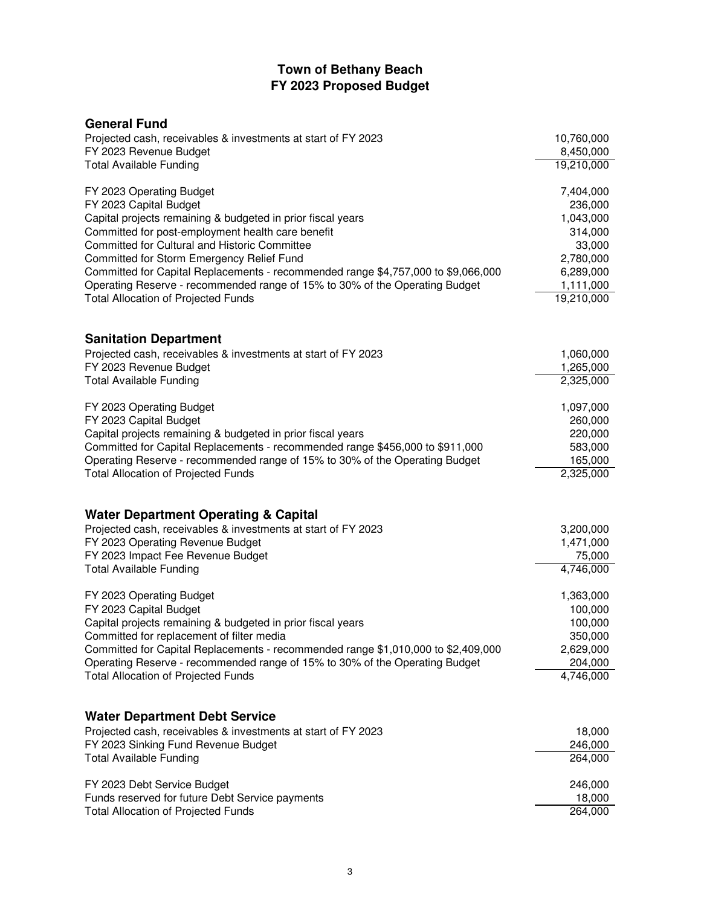# Town of Bethany Beach
# FY 2023 Proposed Budget

## General Fund

| Item | Amount |
|---|---|
| Projected cash, receivables & investments at start of FY 2023 | 10,760,000 |
| FY 2023 Revenue Budget | 8,450,000 |
| Total Available Funding | 19,210,000 |
| | |
| FY 2023 Operating Budget | 7,404,000 |
| FY 2023 Capital Budget | 236,000 |
| Capital projects remaining & budgeted in prior fiscal years | 1,043,000 |
| Committed for post-employment health care benefit | 314,000 |
| Committed for Cultural and Historic Committee | 33,000 |
| Committed for Storm Emergency Relief Fund | 2,780,000 |
| Committed for Capital Replacements - recommended range $4,757,000 to $9,066,000 | 6,289,000 |
| Operating Reserve - recommended range of 15% to 30% of the Operating Budget | 1,111,000 |
| Total Allocation of Projected Funds | 19,210,000 |

## Sanitation Department

| Item | Amount |
|---|---|
| Projected cash, receivables & investments at start of FY 2023 | 1,060,000 |
| FY 2023 Revenue Budget | 1,265,000 |
| Total Available Funding | 2,325,000 |
| | |
| FY 2023 Operating Budget | 1,097,000 |
| FY 2023 Capital Budget | 260,000 |
| Capital projects remaining & budgeted in prior fiscal years | 220,000 |
| Committed for Capital Replacements - recommended range $456,000 to $911,000 | 583,000 |
| Operating Reserve - recommended range of 15% to 30% of the Operating Budget | 165,000 |
| Total Allocation of Projected Funds | 2,325,000 |

## Water Department Operating & Capital

| Item | Amount |
|---|---|
| Projected cash, receivables & investments at start of FY 2023 | 3,200,000 |
| FY 2023 Operating Revenue Budget | 1,471,000 |
| FY 2023 Impact Fee Revenue Budget | 75,000 |
| Total Available Funding | 4,746,000 |
| | |
| FY 2023 Operating Budget | 1,363,000 |
| FY 2023 Capital Budget | 100,000 |
| Capital projects remaining & budgeted in prior fiscal years | 100,000 |
| Committed for replacement of filter media | 350,000 |
| Committed for Capital Replacements - recommended range $1,010,000 to $2,409,000 | 2,629,000 |
| Operating Reserve - recommended range of 15% to 30% of the Operating Budget | 204,000 |
| Total Allocation of Projected Funds | 4,746,000 |

## Water Department Debt Service

| Item | Amount |
|---|---|
| Projected cash, receivables & investments at start of FY 2023 | 18,000 |
| FY 2023 Sinking Fund Revenue Budget | 246,000 |
| Total Available Funding | 264,000 |
| | |
| FY 2023 Debt Service Budget | 246,000 |
| Funds reserved for future Debt Service payments | 18,000 |
| Total Allocation of Projected Funds | 264,000 |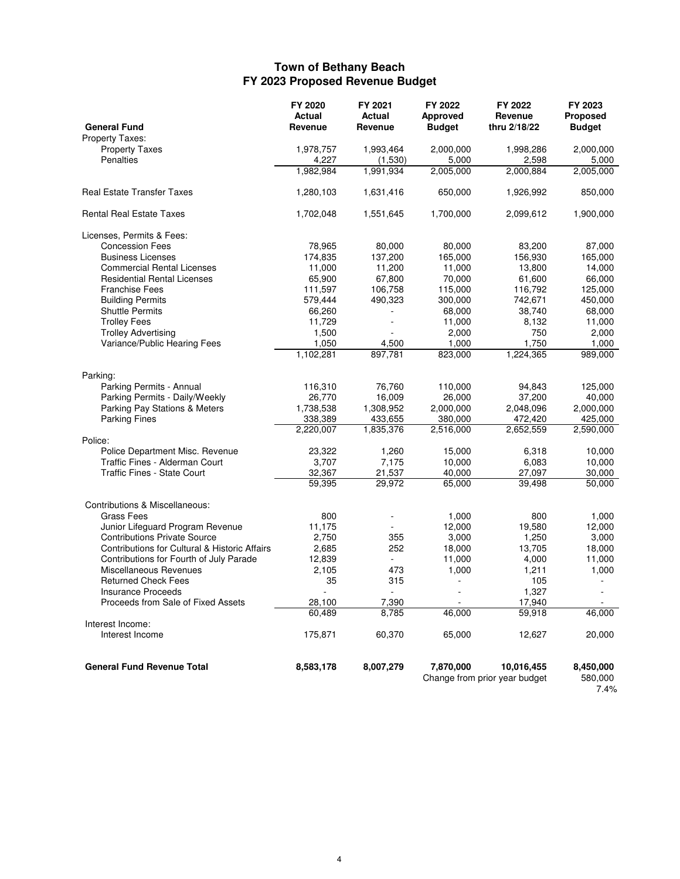# Town of Bethany Beach
## FY 2023 Proposed Revenue Budget

| General Fund | FY 2020 Actual Revenue | FY 2021 Actual Revenue | FY 2022 Approved Budget | FY 2022 Revenue thru 2/18/22 | FY 2023 Proposed Budget |
|---|---|---|---|---|---|
| Property Taxes: | | | | | |
| Property Taxes | 1,978,757 | 1,993,464 | 2,000,000 | 1,998,286 | 2,000,000 |
| Penalties | 4,227 | (1,530) | 5,000 | 2,598 | 5,000 |
| | 1,982,984 | 1,991,934 | 2,005,000 | 2,000,884 | 2,005,000 |
| Real Estate Transfer Taxes | 1,280,103 | 1,631,416 | 650,000 | 1,926,992 | 850,000 |
| Rental Real Estate Taxes | 1,702,048 | 1,551,645 | 1,700,000 | 2,099,612 | 1,900,000 |
| Licenses, Permits & Fees: | | | | | |
| Concession Fees | 78,965 | 80,000 | 80,000 | 83,200 | 87,000 |
| Business Licenses | 174,835 | 137,200 | 165,000 | 156,930 | 165,000 |
| Commercial Rental Licenses | 11,000 | 11,200 | 11,000 | 13,800 | 14,000 |
| Residential Rental Licenses | 65,900 | 67,800 | 70,000 | 61,600 | 66,000 |
| Franchise Fees | 111,597 | 106,758 | 115,000 | 116,792 | 125,000 |
| Building Permits | 579,444 | 490,323 | 300,000 | 742,671 | 450,000 |
| Shuttle Permits | 66,260 | - | 68,000 | 38,740 | 68,000 |
| Trolley Fees | 11,729 | - | 11,000 | 8,132 | 11,000 |
| Trolley Advertising | 1,500 | - | 2,000 | 750 | 2,000 |
| Variance/Public Hearing Fees | 1,050 | 4,500 | 1,000 | 1,750 | 1,000 |
| | 1,102,281 | 897,781 | 823,000 | 1,224,365 | 989,000 |
| Parking: | | | | | |
| Parking Permits - Annual | 116,310 | 76,760 | 110,000 | 94,843 | 125,000 |
| Parking Permits - Daily/Weekly | 26,770 | 16,009 | 26,000 | 37,200 | 40,000 |
| Parking Pay Stations & Meters | 1,738,538 | 1,308,952 | 2,000,000 | 2,048,096 | 2,000,000 |
| Parking Fines | 338,389 | 433,655 | 380,000 | 472,420 | 425,000 |
| | 2,220,007 | 1,835,376 | 2,516,000 | 2,652,559 | 2,590,000 |
| Police: | | | | | |
| Police Department Misc. Revenue | 23,322 | 1,260 | 15,000 | 6,318 | 10,000 |
| Traffic Fines - Alderman Court | 3,707 | 7,175 | 10,000 | 6,083 | 10,000 |
| Traffic Fines - State Court | 32,367 | 21,537 | 40,000 | 27,097 | 30,000 |
| | 59,395 | 29,972 | 65,000 | 39,498 | 50,000 |
| Contributions & Miscellaneous: | | | | | |
| Grass Fees | 800 | - | 1,000 | 800 | 1,000 |
| Junior Lifeguard Program Revenue | 11,175 | - | 12,000 | 19,580 | 12,000 |
| Contributions Private Source | 2,750 | 355 | 3,000 | 1,250 | 3,000 |
| Contributions for Cultural & Historic Affairs | 2,685 | 252 | 18,000 | 13,705 | 18,000 |
| Contributions for Fourth of July Parade | 12,839 | - | 11,000 | 4,000 | 11,000 |
| Miscellaneous Revenues | 2,105 | 473 | 1,000 | 1,211 | 1,000 |
| Returned Check Fees | 35 | 315 | - | 105 | - |
| Insurance Proceeds | - | - | - | 1,327 | - |
| Proceeds from Sale of Fixed Assets | 28,100 | 7,390 | - | 17,940 | - |
| | 60,489 | 8,785 | 46,000 | 59,918 | 46,000 |
| Interest Income: | | | | | |
| Interest Income | 175,871 | 60,370 | 65,000 | 12,627 | 20,000 |
| **General Fund Revenue Total** | **8,583,178** | **8,007,279** | **7,870,000** | **10,016,455** | **8,450,000** |
| | | | Change from prior year budget | | 580,000 |
| | | | | | 7.4% |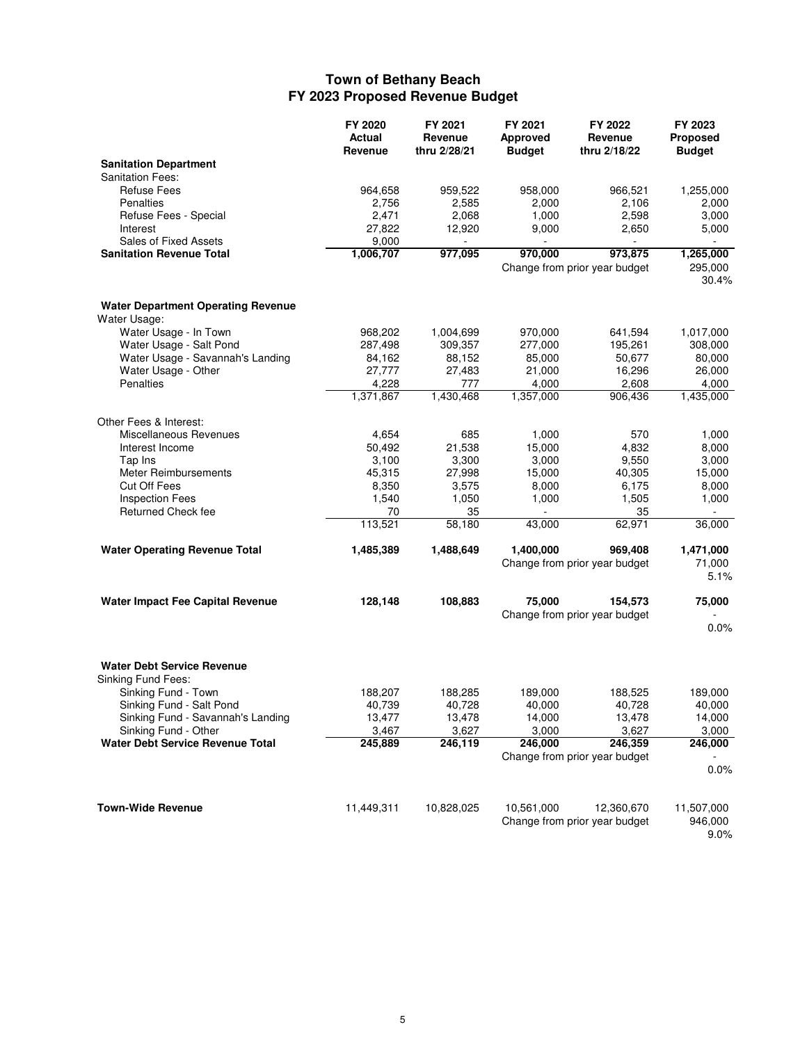# Town of Bethany Beach
## FY 2023 Proposed Revenue Budget

| | FY 2020 Actual Revenue | FY 2021 Revenue thru 2/28/21 | FY 2021 Approved Budget | FY 2022 Revenue thru 2/18/22 | FY 2023 Proposed Budget |
|---|---|---|---|---|---|
| **Sanitation Department** | | | | | |
| Sanitation Fees: | | | | | |
| Refuse Fees | 964,658 | 959,522 | 958,000 | 966,521 | 1,255,000 |
| Penalties | 2,756 | 2,585 | 2,000 | 2,106 | 2,000 |
| Refuse Fees - Special | 2,471 | 2,068 | 1,000 | 2,598 | 3,000 |
| Interest | 27,822 | 12,920 | 9,000 | 2,650 | 5,000 |
| Sales of Fixed Assets | 9,000 | - | - | - | - |
| **Sanitation Revenue Total** | **1,006,707** | **977,095** | **970,000** | **973,875** | **1,265,000** |
| | | | Change from prior year budget | | 295,000 |
| | | | | | 30.4% |
| **Water Department Operating Revenue** | | | | | |
| Water Usage: | | | | | |
| Water Usage - In Town | 968,202 | 1,004,699 | 970,000 | 641,594 | 1,017,000 |
| Water Usage - Salt Pond | 287,498 | 309,357 | 277,000 | 195,261 | 308,000 |
| Water Usage - Savannah's Landing | 84,162 | 88,152 | 85,000 | 50,677 | 80,000 |
| Water Usage - Other | 27,777 | 27,483 | 21,000 | 16,296 | 26,000 |
| Penalties | 4,228 | 777 | 4,000 | 2,608 | 4,000 |
| | 1,371,867 | 1,430,468 | 1,357,000 | 906,436 | 1,435,000 |
| Other Fees & Interest: | | | | | |
| Miscellaneous Revenues | 4,654 | 685 | 1,000 | 570 | 1,000 |
| Interest Income | 50,492 | 21,538 | 15,000 | 4,832 | 8,000 |
| Tap Ins | 3,100 | 3,300 | 3,000 | 9,550 | 3,000 |
| Meter Reimbursements | 45,315 | 27,998 | 15,000 | 40,305 | 15,000 |
| Cut Off Fees | 8,350 | 3,575 | 8,000 | 6,175 | 8,000 |
| Inspection Fees | 1,540 | 1,050 | 1,000 | 1,505 | 1,000 |
| Returned Check fee | 70 | 35 | - | 35 | - |
| | 113,521 | 58,180 | 43,000 | 62,971 | 36,000 |
| **Water Operating Revenue Total** | **1,485,389** | **1,488,649** | **1,400,000** | **969,408** | **1,471,000** |
| | | | Change from prior year budget | | 71,000 |
| | | | | | 5.1% |
| **Water Impact Fee Capital Revenue** | **128,148** | **108,883** | **75,000** | **154,573** | **75,000** |
| | | | Change from prior year budget | | - |
| | | | | | 0.0% |
| **Water Debt Service Revenue** | | | | | |
| Sinking Fund Fees: | | | | | |
| Sinking Fund - Town | 188,207 | 188,285 | 189,000 | 188,525 | 189,000 |
| Sinking Fund - Salt Pond | 40,739 | 40,728 | 40,000 | 40,728 | 40,000 |
| Sinking Fund - Savannah's Landing | 13,477 | 13,478 | 14,000 | 13,478 | 14,000 |
| Sinking Fund - Other | 3,467 | 3,627 | 3,000 | 3,627 | 3,000 |
| **Water Debt Service Revenue Total** | **245,889** | **246,119** | **246,000** | **246,359** | **246,000** |
| | | | Change from prior year budget | | - |
| | | | | | 0.0% |
| **Town-Wide Revenue** | 11,449,311 | 10,828,025 | 10,561,000 | 12,360,670 | 11,507,000 |
| | | | Change from prior year budget | | 946,000 |
| | | | | | 9.0% |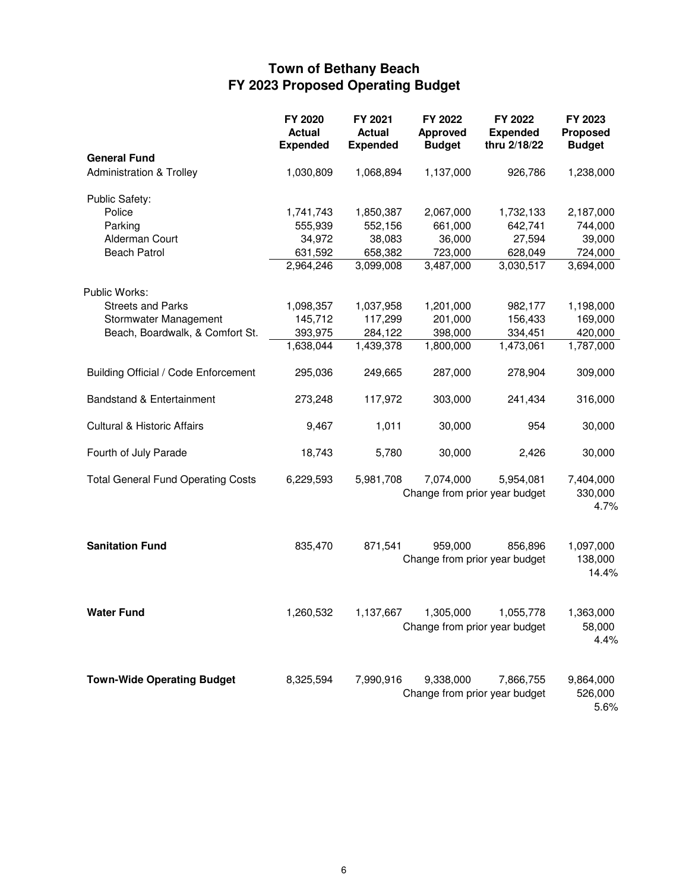# Town of Bethany Beach
## FY 2023 Proposed Operating Budget

| | FY 2020 Actual Expended | FY 2021 Actual Expended | FY 2022 Approved Budget | FY 2022 Expended thru 2/18/22 | FY 2023 Proposed Budget |
|---|---|---|---|---|---|
| **General Fund** | | | | | |
| Administration & Trolley | 1,030,809 | 1,068,894 | 1,137,000 | 926,786 | 1,238,000 |
| Public Safety: | | | | | |
| Police | 1,741,743 | 1,850,387 | 2,067,000 | 1,732,133 | 2,187,000 |
| Parking | 555,939 | 552,156 | 661,000 | 642,741 | 744,000 |
| Alderman Court | 34,972 | 38,083 | 36,000 | 27,594 | 39,000 |
| Beach Patrol | 631,592 | 658,382 | 723,000 | 628,049 | 724,000 |
| | 2,964,246 | 3,099,008 | 3,487,000 | 3,030,517 | 3,694,000 |
| Public Works: | | | | | |
| Streets and Parks | 1,098,357 | 1,037,958 | 1,201,000 | 982,177 | 1,198,000 |
| Stormwater Management | 145,712 | 117,299 | 201,000 | 156,433 | 169,000 |
| Beach, Boardwalk, & Comfort St. | 393,975 | 284,122 | 398,000 | 334,451 | 420,000 |
| | 1,638,044 | 1,439,378 | 1,800,000 | 1,473,061 | 1,787,000 |
| Building Official / Code Enforcement | 295,036 | 249,665 | 287,000 | 278,904 | 309,000 |
| Bandstand & Entertainment | 273,248 | 117,972 | 303,000 | 241,434 | 316,000 |
| Cultural & Historic Affairs | 9,467 | 1,011 | 30,000 | 954 | 30,000 |
| Fourth of July Parade | 18,743 | 5,780 | 30,000 | 2,426 | 30,000 |
| Total General Fund Operating Costs | 6,229,593 | 5,981,708 | 7,074,000 | 5,954,081 | 7,404,000 |
| | | | Change from prior year budget | | 330,000 |
| | | | | | 4.7% |
| **Sanitation Fund** | 835,470 | 871,541 | 959,000 | 856,896 | 1,097,000 |
| | | | Change from prior year budget | | 138,000 |
| | | | | | 14.4% |
| **Water Fund** | 1,260,532 | 1,137,667 | 1,305,000 | 1,055,778 | 1,363,000 |
| | | | Change from prior year budget | | 58,000 |
| | | | | | 4.4% |
| **Town-Wide Operating Budget** | 8,325,594 | 7,990,916 | 9,338,000 | 7,866,755 | 9,864,000 |
| | | | Change from prior year budget | | 526,000 |
| | | | | | 5.6% |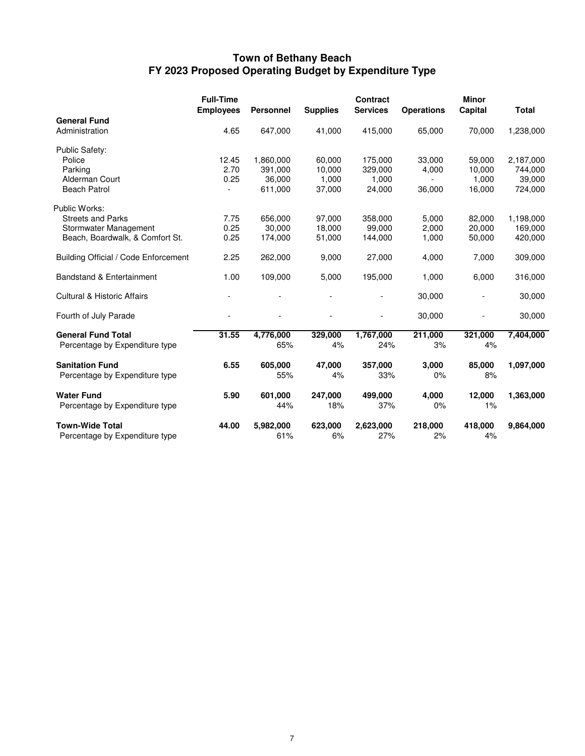# Town of Bethany Beach
## FY 2023 Proposed Operating Budget by Expenditure Type

| | Full-Time Employees | Personnel | Supplies | Contract Services | Operations | Minor Capital | Total |
|---|---|---|---|---|---|---|---|
| **General Fund** | | | | | | | |
| Administration | 4.65 | 647,000 | 41,000 | 415,000 | 65,000 | 70,000 | 1,238,000 |
| Public Safety: | | | | | | | |
| Police | 12.45 | 1,860,000 | 60,000 | 175,000 | 33,000 | 59,000 | 2,187,000 |
| Parking | 2.70 | 391,000 | 10,000 | 329,000 | 4,000 | 10,000 | 744,000 |
| Alderman Court | 0.25 | 36,000 | 1,000 | 1,000 | - | 1,000 | 39,000 |
| Beach Patrol | - | 611,000 | 37,000 | 24,000 | 36,000 | 16,000 | 724,000 |
| Public Works: | | | | | | | |
| Streets and Parks | 7.75 | 656,000 | 97,000 | 358,000 | 5,000 | 82,000 | 1,198,000 |
| Stormwater Management | 0.25 | 30,000 | 18,000 | 99,000 | 2,000 | 20,000 | 169,000 |
| Beach, Boardwalk, & Comfort St. | 0.25 | 174,000 | 51,000 | 144,000 | 1,000 | 50,000 | 420,000 |
| Building Official / Code Enforcement | 2.25 | 262,000 | 9,000 | 27,000 | 4,000 | 7,000 | 309,000 |
| Bandstand & Entertainment | 1.00 | 109,000 | 5,000 | 195,000 | 1,000 | 6,000 | 316,000 |
| Cultural & Historic Affairs | - | - | - | - | 30,000 | - | 30,000 |
| Fourth of July Parade | - | - | - | - | 30,000 | - | 30,000 |
| **General Fund Total** | **31.55** | **4,776,000** | **329,000** | **1,767,000** | **211,000** | **321,000** | **7,404,000** |
| Percentage by Expenditure type | | 65% | 4% | 24% | 3% | 4% | |
| **Sanitation Fund** | **6.55** | **605,000** | **47,000** | **357,000** | **3,000** | **85,000** | **1,097,000** |
| Percentage by Expenditure type | | 55% | 4% | 33% | 0% | 8% | |
| **Water Fund** | **5.90** | **601,000** | **247,000** | **499,000** | **4,000** | **12,000** | **1,363,000** |
| Percentage by Expenditure type | | 44% | 18% | 37% | 0% | 1% | |
| **Town-Wide Total** | **44.00** | **5,982,000** | **623,000** | **2,623,000** | **218,000** | **418,000** | **9,864,000** |
| Percentage by Expenditure type | | 61% | 6% | 27% | 2% | 4% | |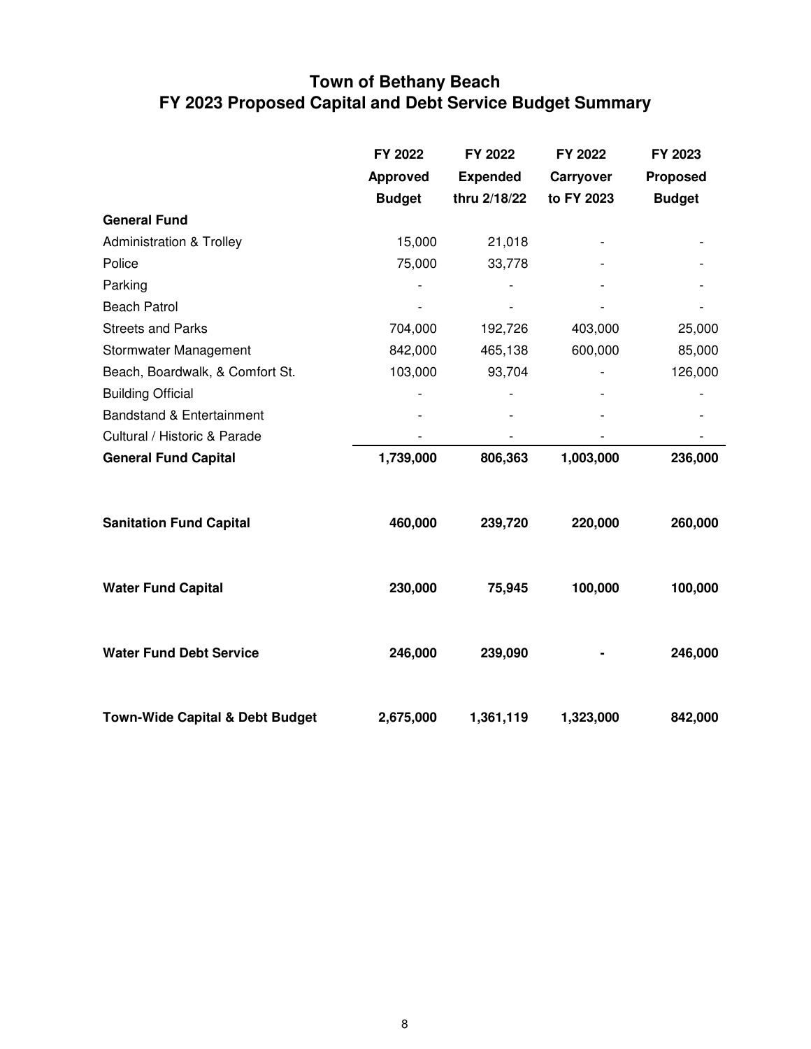# Town of Bethany Beach
## FY 2023 Proposed Capital and Debt Service Budget Summary

| | FY 2022 Approved Budget | FY 2022 Expended thru 2/18/22 | FY 2022 Carryover to FY 2023 | FY 2023 Proposed Budget |
|---|---|---|---|---|
| **General Fund** | | | | |
| Administration & Trolley | 15,000 | 21,018 | - | - |
| Police | 75,000 | 33,778 | - | - |
| Parking | - | - | - | - |
| Beach Patrol | - | - | - | - |
| Streets and Parks | 704,000 | 192,726 | 403,000 | 25,000 |
| Stormwater Management | 842,000 | 465,138 | 600,000 | 85,000 |
| Beach, Boardwalk, & Comfort St. | 103,000 | 93,704 | - | 126,000 |
| Building Official | - | - | - | - |
| Bandstand & Entertainment | - | - | - | - |
| Cultural / Historic & Parade | - | - | - | - |
| **General Fund Capital** | **1,739,000** | **806,363** | **1,003,000** | **236,000** |
| | | | | |
| **Sanitation Fund Capital** | **460,000** | **239,720** | **220,000** | **260,000** |
| | | | | |
| **Water Fund Capital** | **230,000** | **75,945** | **100,000** | **100,000** |
| | | | | |
| **Water Fund Debt Service** | **246,000** | **239,090** | **-** | **246,000** |
| | | | | |
| **Town-Wide Capital & Debt Budget** | **2,675,000** | **1,361,119** | **1,323,000** | **842,000** |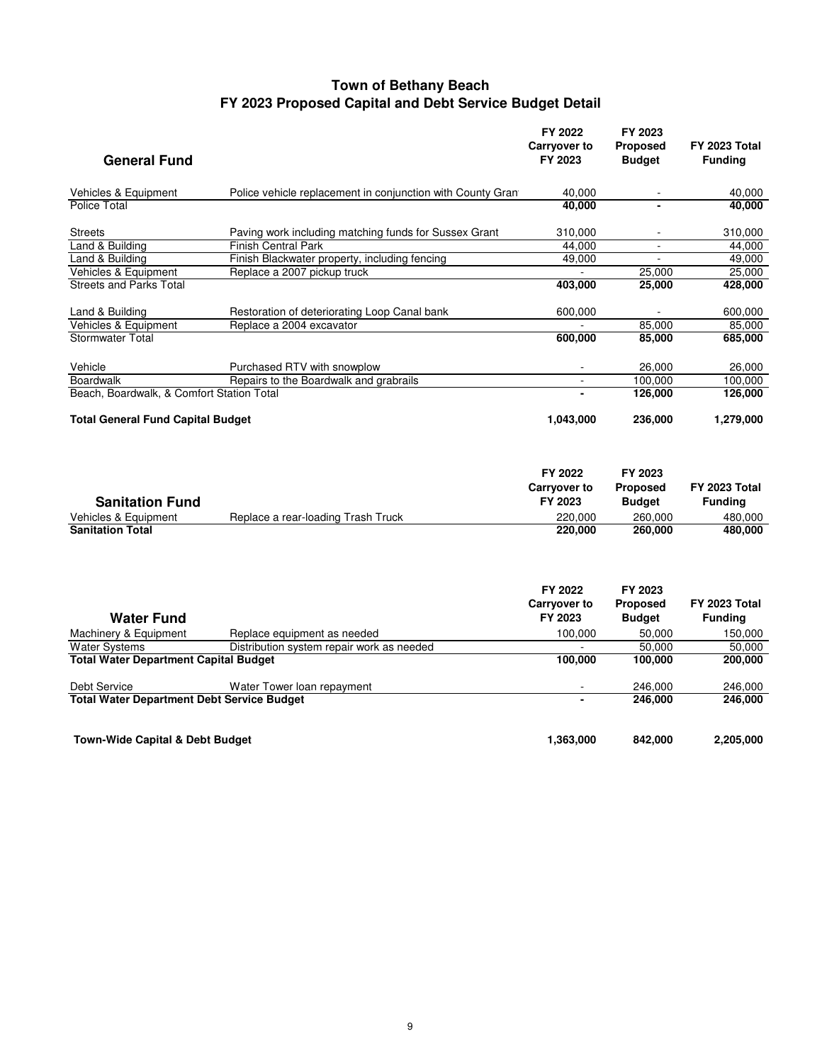# Town of Bethany Beach
## FY 2023 Proposed Capital and Debt Service Budget Detail

| General Fund | | FY 2022 Carryover to FY 2023 | FY 2023 Proposed Budget | FY 2023 Total Funding |
|---|---|---|---|---|
| Vehicles & Equipment | Police vehicle replacement in conjunction with County Gran | 40,000 | - | 40,000 |
| Police Total | | **40,000** | **-** | **40,000** |
| Streets | Paving work including matching funds for Sussex Grant | 310,000 | - | 310,000 |
| Land & Building | Finish Central Park | 44,000 | - | 44,000 |
| Land & Building | Finish Blackwater property, including fencing | 49,000 | - | 49,000 |
| Vehicles & Equipment | Replace a 2007 pickup truck | - | 25,000 | 25,000 |
| Streets and Parks Total | | **403,000** | **25,000** | **428,000** |
| Land & Building | Restoration of deteriorating Loop Canal bank | 600,000 | - | 600,000 |
| Vehicles & Equipment | Replace a 2004 excavator | - | 85,000 | 85,000 |
| Stormwater Total | | **600,000** | **85,000** | **685,000** |
| Vehicle | Purchased RTV with snowplow | - | 26,000 | 26,000 |
| Boardwalk | Repairs to the Boardwalk and grabrails | - | 100,000 | 100,000 |
| Beach, Boardwalk, & Comfort Station Total | | **-** | **126,000** | **126,000** |
| **Total General Fund Capital Budget** | | **1,043,000** | **236,000** | **1,279,000** |

| Sanitation Fund | | FY 2022 Carryover to FY 2023 | FY 2023 Proposed Budget | FY 2023 Total Funding |
|---|---|---|---|---|
| Vehicles & Equipment | Replace a rear-loading Trash Truck | 220,000 | 260,000 | 480,000 |
| **Sanitation Total** | | **220,000** | **260,000** | **480,000** |

| Water Fund | | FY 2022 Carryover to FY 2023 | FY 2023 Proposed Budget | FY 2023 Total Funding |
|---|---|---|---|---|
| Machinery & Equipment | Replace equipment as needed | 100,000 | 50,000 | 150,000 |
| Water Systems | Distribution system repair work as needed | - | 50,000 | 50,000 |
| **Total Water Department Capital Budget** | | **100,000** | **100,000** | **200,000** |
| Debt Service | Water Tower loan repayment | - | 246,000 | 246,000 |
| **Total Water Department Debt Service Budget** | | **-** | **246,000** | **246,000** |
| **Town-Wide Capital & Debt Budget** | | **1,363,000** | **842,000** | **2,205,000** |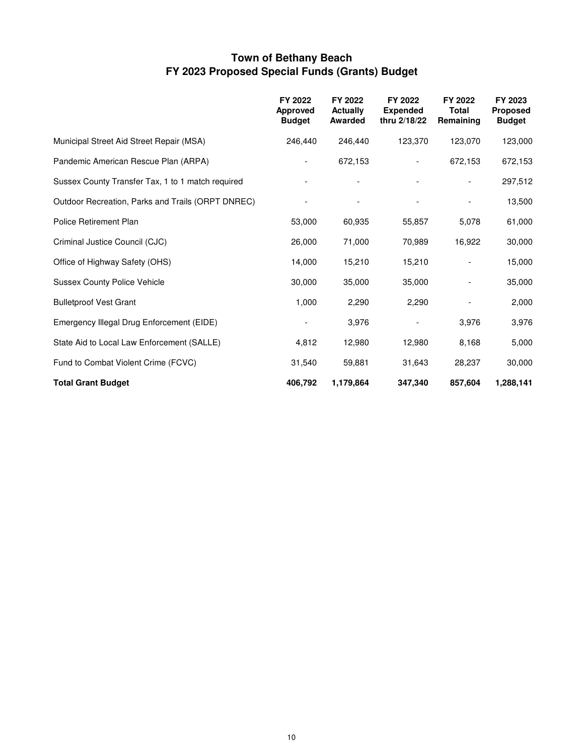# Town of Bethany Beach
## FY 2023 Proposed Special Funds (Grants) Budget

| | FY 2022 Approved Budget | FY 2022 Actually Awarded | FY 2022 Expended thru 2/18/22 | FY 2022 Total Remaining | FY 2023 Proposed Budget |
|---|---|---|---|---|---|
| Municipal Street Aid Street Repair (MSA) | 246,440 | 246,440 | 123,370 | 123,070 | 123,000 |
| Pandemic American Rescue Plan (ARPA) | - | 672,153 | - | 672,153 | 672,153 |
| Sussex County Transfer Tax, 1 to 1 match required | - | - | - | - | 297,512 |
| Outdoor Recreation, Parks and Trails (ORPT DNREC) | - | - | - | - | 13,500 |
| Police Retirement Plan | 53,000 | 60,935 | 55,857 | 5,078 | 61,000 |
| Criminal Justice Council (CJC) | 26,000 | 71,000 | 70,989 | 16,922 | 30,000 |
| Office of Highway Safety (OHS) | 14,000 | 15,210 | 15,210 | - | 15,000 |
| Sussex County Police Vehicle | 30,000 | 35,000 | 35,000 | - | 35,000 |
| Bulletproof Vest Grant | 1,000 | 2,290 | 2,290 | - | 2,000 |
| Emergency Illegal Drug Enforcement (EIDE) | - | 3,976 | - | 3,976 | 3,976 |
| State Aid to Local Law Enforcement (SALLE) | 4,812 | 12,980 | 12,980 | 8,168 | 5,000 |
| Fund to Combat Violent Crime (FCVC) | 31,540 | 59,881 | 31,643 | 28,237 | 30,000 |
| **Total Grant Budget** | **406,792** | **1,179,864** | **347,340** | **857,604** | **1,288,141** |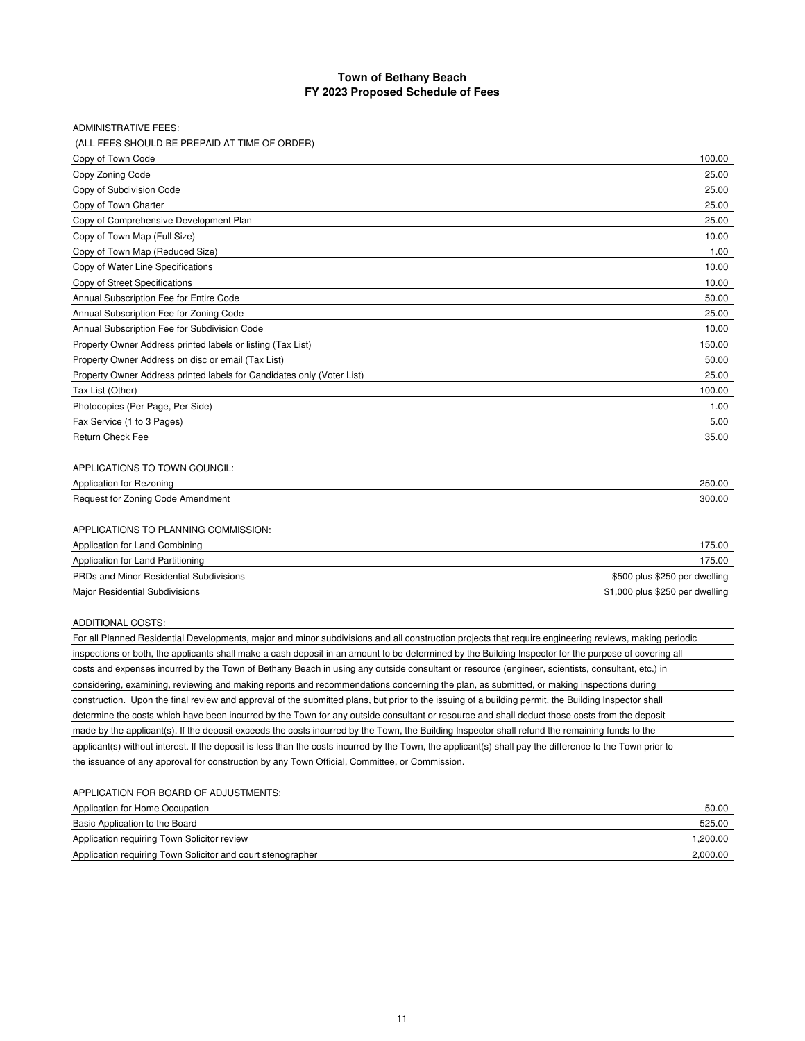# Town of Bethany Beach
## FY 2023 Proposed Schedule of Fees

ADMINISTRATIVE FEES:

(ALL FEES SHOULD BE PREPAID AT TIME OF ORDER)

| Item | Fee |
|---|---|
| Copy of Town Code | 100.00 |
| Copy Zoning Code | 25.00 |
| Copy of Subdivision Code | 25.00 |
| Copy of Town Charter | 25.00 |
| Copy of Comprehensive Development Plan | 25.00 |
| Copy of Town Map (Full Size) | 10.00 |
| Copy of Town Map (Reduced Size) | 1.00 |
| Copy of Water Line Specifications | 10.00 |
| Copy of Street Specifications | 10.00 |
| Annual Subscription Fee for Entire Code | 50.00 |
| Annual Subscription Fee for Zoning Code | 25.00 |
| Annual Subscription Fee for Subdivision Code | 10.00 |
| Property Owner Address printed labels or listing (Tax List) | 150.00 |
| Property Owner Address on disc or email (Tax List) | 50.00 |
| Property Owner Address printed labels for Candidates only (Voter List) | 25.00 |
| Tax List (Other) | 100.00 |
| Photocopies (Per Page, Per Side) | 1.00 |
| Fax Service (1 to 3 Pages) | 5.00 |
| Return Check Fee | 35.00 |

APPLICATIONS TO TOWN COUNCIL:

| Item | Fee |
|---|---|
| Application for Rezoning | 250.00 |
| Request for Zoning Code Amendment | 300.00 |

APPLICATIONS TO PLANNING COMMISSION:

| Item | Fee |
|---|---|
| Application for Land Combining | 175.00 |
| Application for Land Partitioning | 175.00 |
| PRDs and Minor Residential Subdivisions | $500 plus $250 per dwelling |
| Major Residential Subdivisions | $1,000 plus $250 per dwelling |

ADDITIONAL COSTS:

For all Planned Residential Developments, major and minor subdivisions and all construction projects that require engineering reviews, making periodic inspections or both, the applicants shall make a cash deposit in an amount to be determined by the Building Inspector for the purpose of covering all costs and expenses incurred by the Town of Bethany Beach in using any outside consultant or resource (engineer, scientists, consultant, etc.) in considering, examining, reviewing and making reports and recommendations concerning the plan, as submitted, or making inspections during construction. Upon the final review and approval of the submitted plans, but prior to the issuing of a building permit, the Building Inspector shall determine the costs which have been incurred by the Town for any outside consultant or resource and shall deduct those costs from the deposit made by the applicant(s). If the deposit exceeds the costs incurred by the Town, the Building Inspector shall refund the remaining funds to the applicant(s) without interest. If the deposit is less than the costs incurred by the Town, the applicant(s) shall pay the difference to the Town prior to the issuance of any approval for construction by any Town Official, Committee, or Commission.

APPLICATION FOR BOARD OF ADJUSTMENTS:

| Item | Fee |
|---|---|
| Application for Home Occupation | 50.00 |
| Basic Application to the Board | 525.00 |
| Application requiring Town Solicitor review | 1,200.00 |
| Application requiring Town Solicitor and court stenographer | 2,000.00 |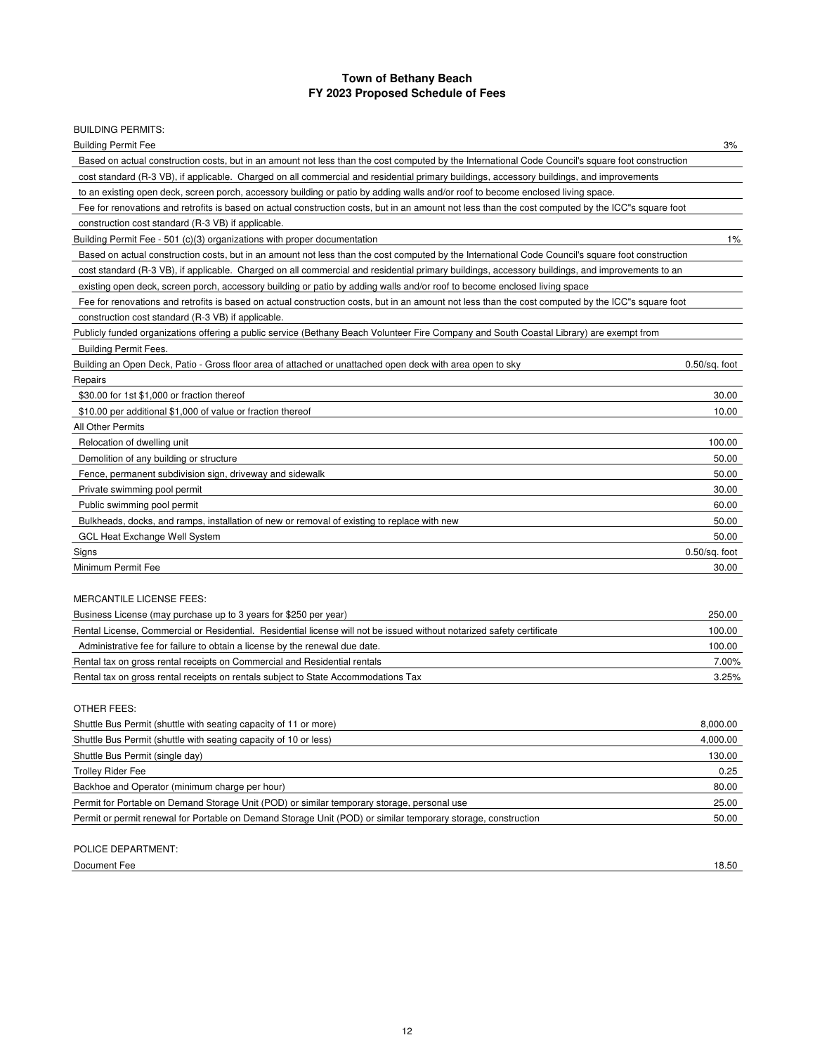# Town of Bethany Beach
## FY 2023 Proposed Schedule of Fees

BUILDING PERMITS:

| Description | Fee |
|---|---|
| Building Permit Fee | 3% |
| Based on actual construction costs, but in an amount not less than the cost computed by the International Code Council's square foot construction cost standard (R-3 VB), if applicable. Charged on all commercial and residential primary buildings, accessory buildings, and improvements to an existing open deck, screen porch, accessory building or patio by adding walls and/or roof to become enclosed living space. | |
| Fee for renovations and retrofits is based on actual construction costs, but in an amount not less than the cost computed by the ICC"s square foot construction cost standard (R-3 VB) if applicable. | |
| Building Permit Fee - 501 (c)(3) organizations with proper documentation | 1% |
| Based on actual construction costs, but in an amount not less than the cost computed by the International Code Council's square foot construction cost standard (R-3 VB), if applicable. Charged on all commercial and residential primary buildings, accessory buildings, and improvements to an existing open deck, screen porch, accessory building or patio by adding walls and/or roof to become enclosed living space | |
| Fee for renovations and retrofits is based on actual construction costs, but in an amount not less than the cost computed by the ICC"s square foot construction cost standard (R-3 VB) if applicable. | |
| Publicly funded organizations offering a public service (Bethany Beach Volunteer Fire Company and South Coastal Library) are exempt from Building Permit Fees. | |
| Building an Open Deck, Patio - Gross floor area of attached or unattached open deck with area open to sky | 0.50/sq. foot |
| Repairs | |
| $30.00 for 1st $1,000 or fraction thereof | 30.00 |
| $10.00 per additional $1,000 of value or fraction thereof | 10.00 |
| All Other Permits | |
| Relocation of dwelling unit | 100.00 |
| Demolition of any building or structure | 50.00 |
| Fence, permanent subdivision sign, driveway and sidewalk | 50.00 |
| Private swimming pool permit | 30.00 |
| Public swimming pool permit | 60.00 |
| Bulkheads, docks, and ramps, installation of new or removal of existing to replace with new | 50.00 |
| GCL Heat Exchange Well System | 50.00 |
| Signs | 0.50/sq. foot |
| Minimum Permit Fee | 30.00 |

MERCANTILE LICENSE FEES:

| Description | Fee |
|---|---|
| Business License (may purchase up to 3 years for $250 per year) | 250.00 |
| Rental License, Commercial or Residential. Residential license will not be issued without notarized safety certificate | 100.00 |
| Administrative fee for failure to obtain a license by the renewal due date. | 100.00 |
| Rental tax on gross rental receipts on Commercial and Residential rentals | 7.00% |
| Rental tax on gross rental receipts on rentals subject to State Accommodations Tax | 3.25% |

OTHER FEES:

| Description | Fee |
|---|---|
| Shuttle Bus Permit (shuttle with seating capacity of 11 or more) | 8,000.00 |
| Shuttle Bus Permit (shuttle with seating capacity of 10 or less) | 4,000.00 |
| Shuttle Bus Permit (single day) | 130.00 |
| Trolley Rider Fee | 0.25 |
| Backhoe and Operator (minimum charge per hour) | 80.00 |
| Permit for Portable on Demand Storage Unit (POD) or similar temporary storage, personal use | 25.00 |
| Permit or permit renewal for Portable on Demand Storage Unit (POD) or similar temporary storage, construction | 50.00 |

POLICE DEPARTMENT:

| Description | Fee |
|---|---|
| Document Fee | 18.50 |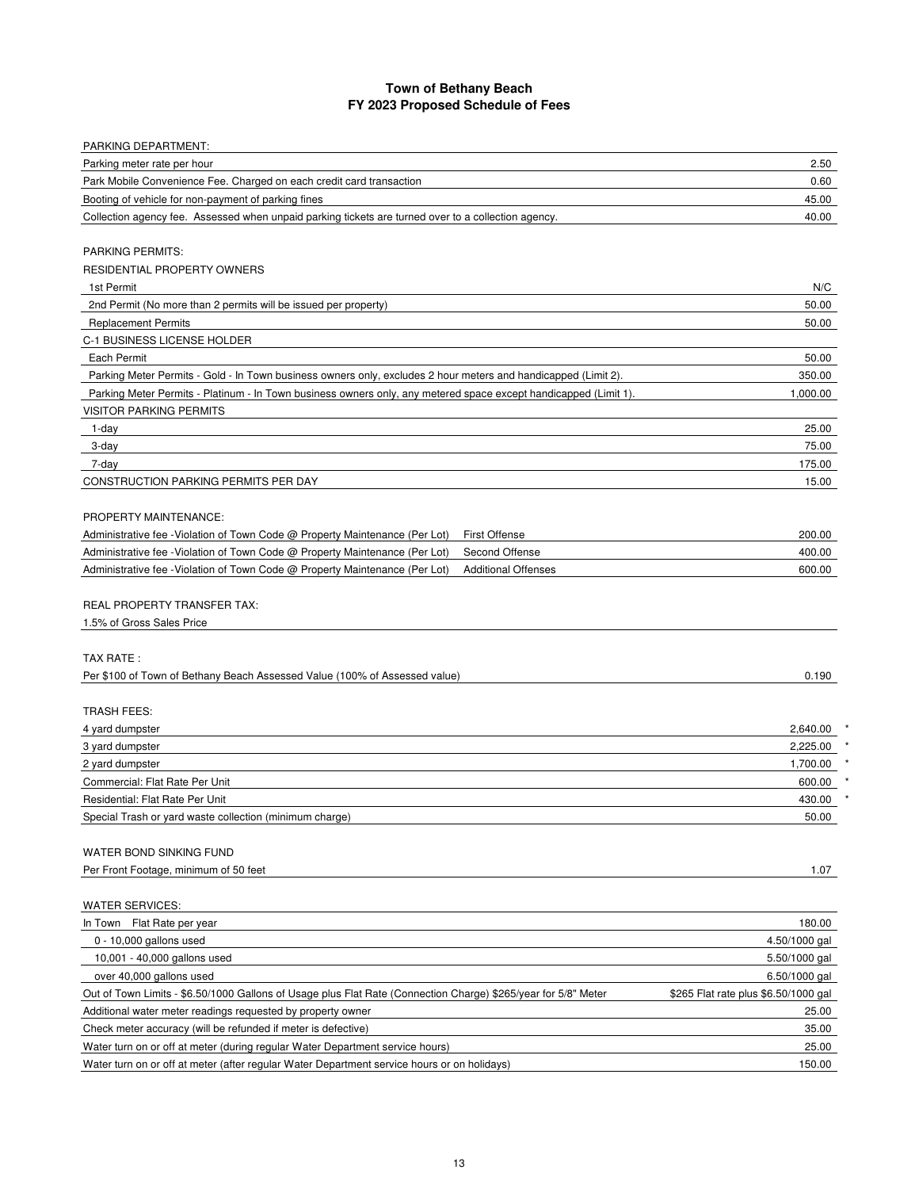# Town of Bethany Beach
## FY 2023 Proposed Schedule of Fees

| PARKING DEPARTMENT: | | |
|---|---|---|
| Parking meter rate per hour | | 2.50 |
| Park Mobile Convenience Fee. Charged on each credit card transaction | | 0.60 |
| Booting of vehicle for non-payment of parking fines | | 45.00 |
| Collection agency fee. Assessed when unpaid parking tickets are turned over to a collection agency. | | 40.00 |
| | | |
| PARKING PERMITS: | | |
| RESIDENTIAL PROPERTY OWNERS | | |
| 1st Permit | | N/C |
| 2nd Permit (No more than 2 permits will be issued per property) | | 50.00 |
| Replacement Permits | | 50.00 |
| C-1 BUSINESS LICENSE HOLDER | | |
| Each Permit | | 50.00 |
| Parking Meter Permits - Gold - In Town business owners only, excludes 2 hour meters and handicapped (Limit 2). | | 350.00 |
| Parking Meter Permits - Platinum - In Town business owners only, any metered space except handicapped (Limit 1). | | 1,000.00 |
| VISITOR PARKING PERMITS | | |
| 1-day | | 25.00 |
| 3-day | | 75.00 |
| 7-day | | 175.00 |
| CONSTRUCTION PARKING PERMITS PER DAY | | 15.00 |
| | | |
| PROPERTY MAINTENANCE: | | |
| Administrative fee -Violation of Town Code @ Property Maintenance (Per Lot) | First Offense | 200.00 |
| Administrative fee -Violation of Town Code @ Property Maintenance (Per Lot) | Second Offense | 400.00 |
| Administrative fee -Violation of Town Code @ Property Maintenance (Per Lot) | Additional Offenses | 600.00 |
| | | |
| REAL PROPERTY TRANSFER TAX: | | |
| 1.5% of Gross Sales Price | | |
| | | |
| TAX RATE : | | |
| Per $100 of Town of Bethany Beach Assessed Value (100% of Assessed value) | | 0.190 |
| | | |
| TRASH FEES: | | |
| 4 yard dumpster | | 2,640.00 * |
| 3 yard dumpster | | 2,225.00 * |
| 2 yard dumpster | | 1,700.00 * |
| Commercial: Flat Rate Per Unit | | 600.00 * |
| Residential: Flat Rate Per Unit | | 430.00 * |
| Special Trash or yard waste collection (minimum charge) | | 50.00 |
| | | |
| WATER BOND SINKING FUND | | |
| Per Front Footage, minimum of 50 feet | | 1.07 |
| | | |
| WATER SERVICES: | | |
| In Town Flat Rate per year | | 180.00 |
| 0 - 10,000 gallons used | | 4.50/1000 gal |
| 10,001 - 40,000 gallons used | | 5.50/1000 gal |
| over 40,000 gallons used | | 6.50/1000 gal |
| Out of Town Limits - $6.50/1000 Gallons of Usage plus Flat Rate (Connection Charge) $265/year for 5/8" Meter | | $265 Flat rate plus $6.50/1000 gal |
| Additional water meter readings requested by property owner | | 25.00 |
| Check meter accuracy (will be refunded if meter is defective) | | 35.00 |
| Water turn on or off at meter (during regular Water Department service hours) | | 25.00 |
| Water turn on or off at meter (after regular Water Department service hours or on holidays) | | 150.00 |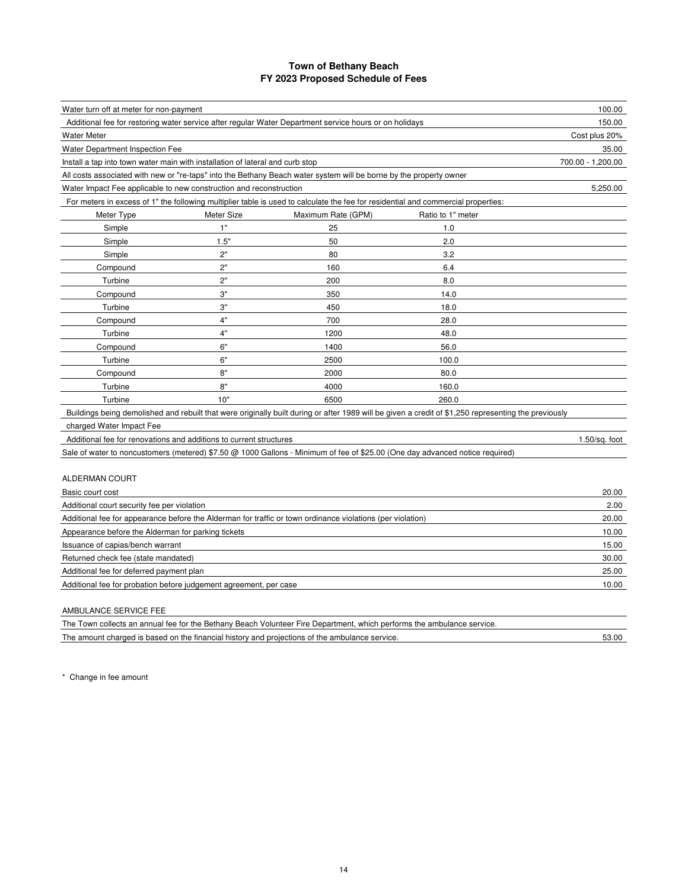# Town of Bethany Beach
## FY 2023 Proposed Schedule of Fees

| | |
|---|---|
| Water turn off at meter for non-payment | 100.00 |
| Additional fee for restoring water service after regular Water Department service hours or on holidays | 150.00 |
| Water Meter | Cost plus 20% |
| Water Department Inspection Fee | 35.00 |
| Install a tap into town water main with installation of lateral and curb stop | 700.00 - 1,200.00 |
| All costs associated with new or "re-taps" into the Bethany Beach water system will be borne by the property owner | |
| Water Impact Fee applicable to new construction and reconstruction | 5,250.00 |
| For meters in excess of 1" the following multiplier table is used to calculate the fee for residential and commercial properties: | |

| Meter Type | Meter Size | Maximum Rate (GPM) | Ratio to 1" meter |
|---|---|---|---|
| Simple | 1" | 25 | 1.0 |
| Simple | 1.5" | 50 | 2.0 |
| Simple | 2" | 80 | 3.2 |
| Compound | 2" | 160 | 6.4 |
| Turbine | 2" | 200 | 8.0 |
| Compound | 3" | 350 | 14.0 |
| Turbine | 3" | 450 | 18.0 |
| Compound | 4" | 700 | 28.0 |
| Turbine | 4" | 1200 | 48.0 |
| Compound | 6" | 1400 | 56.0 |
| Turbine | 6" | 2500 | 100.0 |
| Compound | 8" | 2000 | 80.0 |
| Turbine | 8" | 4000 | 160.0 |
| Turbine | 10" | 6500 | 260.0 |

| | |
|---|---|
| Buildings being demolished and rebuilt that were originally built during or after 1989 will be given a credit of $1,250 representing the previously charged Water Impact Fee | |
| Additional fee for renovations and additions to current structures | 1.50/sq. foot |
| Sale of water to noncustomers (metered) $7.50 @ 1000 Gallons - Minimum of fee of $25.00 (One day advanced notice required) | |

ALDERMAN COURT

| | |
|---|---|
| Basic court cost | 20.00 |
| Additional court security fee per violation | 2.00 |
| Additional fee for appearance before the Alderman for traffic or town ordinance violations (per violation) | 20.00 |
| Appearance before the Alderman for parking tickets | 10.00 |
| Issuance of capias/bench warrant | 15.00 |
| Returned check fee (state mandated) | 30.00 |
| Additional fee for deferred payment plan | 25.00 |
| Additional fee for probation before judgement agreement, per case | 10.00 |

AMBULANCE SERVICE FEE

| | |
|---|---|
| The Town collects an annual fee for the Bethany Beach Volunteer Fire Department, which performs the ambulance service. | |
| The amount charged is based on the financial history and projections of the ambulance service. | 53.00 |

\* Change in fee amount